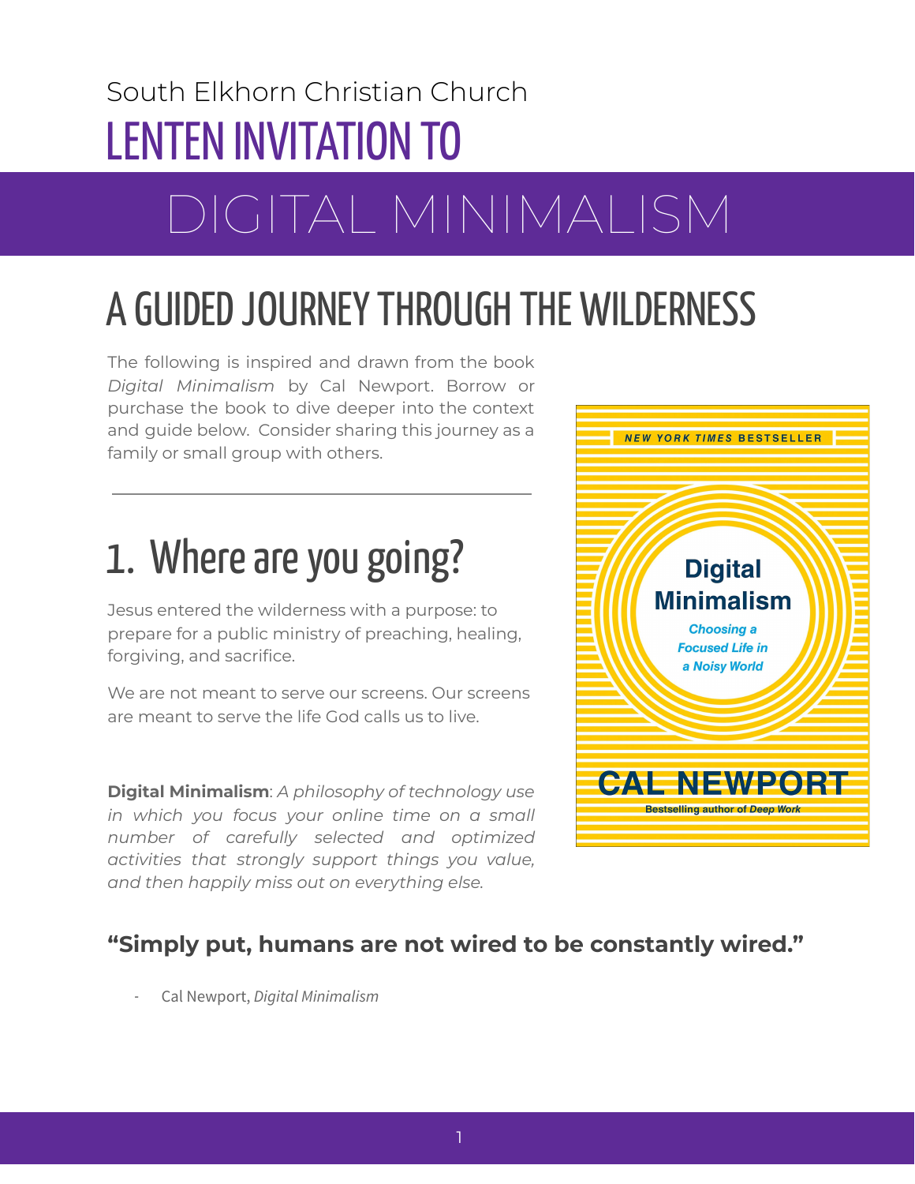South Elkhorn Christian Church

# LENTEN INVITATION TO DIGITAL MINIMALISM

## A GUIDED JOURNEY THROUGH THE WILDERNESS

The following is inspired and drawn from the book *Digital Minimalism* by Cal Newport. Borrow or purchase the book to dive deeper into the context and guide below. Consider sharing this journey as a family or small group with others.

---

## 1. Where are you going?

Jesus entered the wilderness with a purpose: to prepare for a public ministry of preaching, healing, forgiving, and sacrifice.

We are not meant to serve our screens. Our screens are meant to serve the life God calls us to live.

**Digital Minimalism**: *A philosophy of technology use in which you focus your online time on a small number of carefully selected and optimized activities that strongly support things you value, and then happily miss out on everything else.*

**"Simply put, humans are not wired to be constantly wired."**

- Cal Newport, *Digital Minimalism*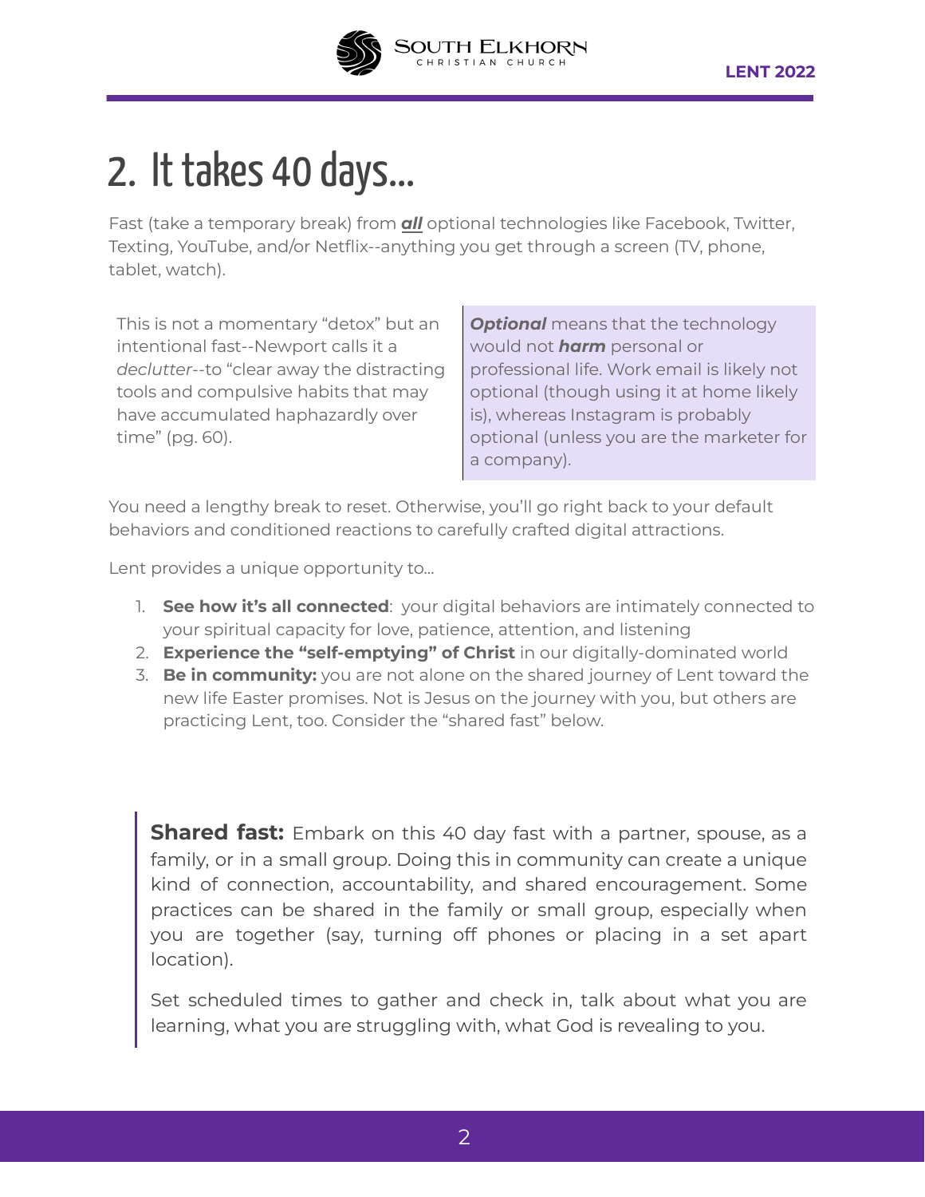# 2. It takes 40 days...

Fast (take a temporary break) from ***all*** optional technologies like Facebook, Twitter, Texting, YouTube, and/or Netflix--anything you get through a screen (TV, phone, tablet, watch).

This is not a momentary "detox" but an intentional fast--Newport calls it a *declutter*--to "clear away the distracting tools and compulsive habits that may have accumulated haphazardly over time" (pg. 60).

***Optional*** means that the technology would not ***harm*** personal or professional life. Work email is likely not optional (though using it at home likely is), whereas Instagram is probably optional (unless you are the marketer for a company).

You need a lengthy break to reset. Otherwise, you'll go right back to your default behaviors and conditioned reactions to carefully crafted digital attractions.

Lent provides a unique opportunity to...

1. **See how it's all connected**: your digital behaviors are intimately connected to your spiritual capacity for love, patience, attention, and listening
2. **Experience the "self-emptying" of Christ** in our digitally-dominated world
3. **Be in community:** you are not alone on the shared journey of Lent toward the new life Easter promises. Not is Jesus on the journey with you, but others are practicing Lent, too. Consider the "shared fast" below.

**Shared fast:** Embark on this 40 day fast with a partner, spouse, as a family, or in a small group. Doing this in community can create a unique kind of connection, accountability, and shared encouragement. Some practices can be shared in the family or small group, especially when you are together (say, turning off phones or placing in a set apart location).

Set scheduled times to gather and check in, talk about what you are learning, what you are struggling with, what God is revealing to you.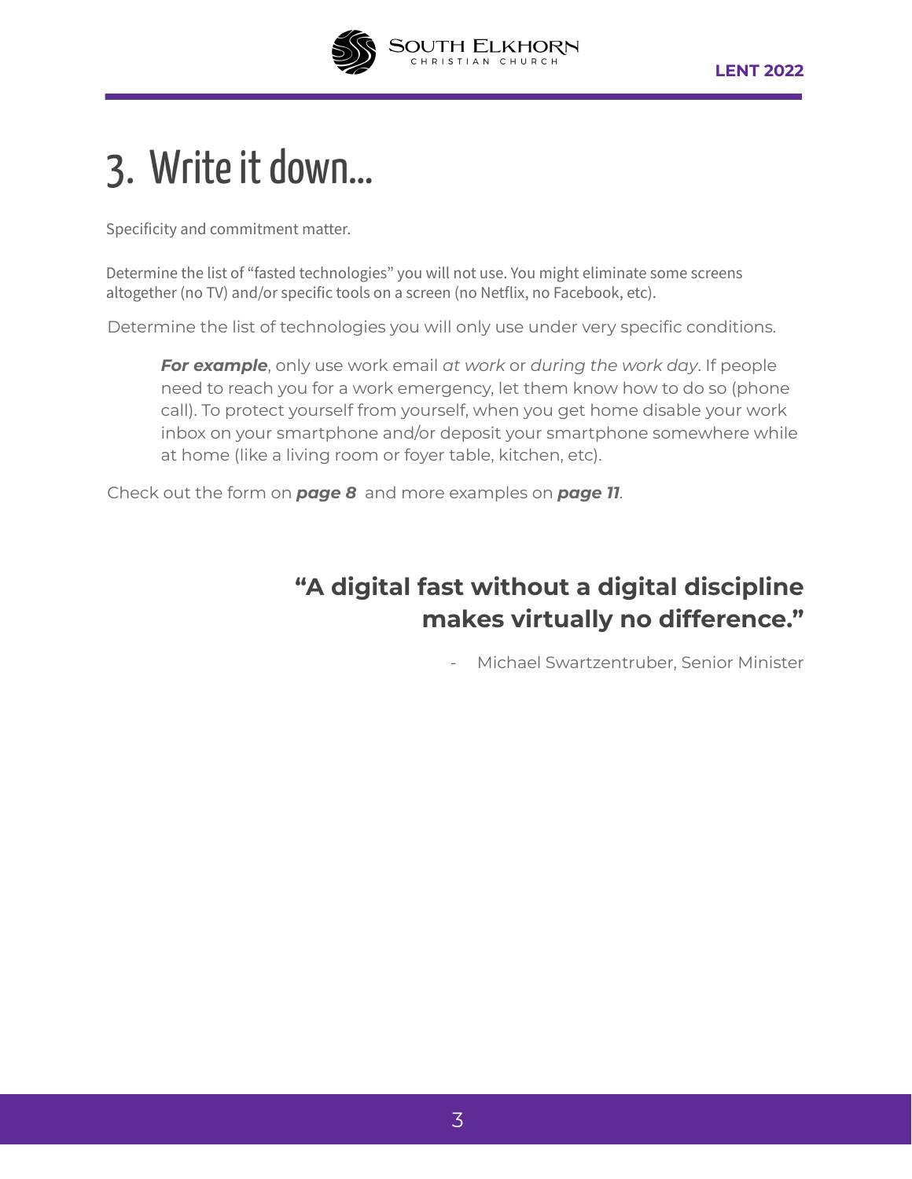# 3. Write it down...

Specificity and commitment matter.

Determine the list of "fasted technologies" you will not use. You might eliminate some screens altogether (no TV) and/or specific tools on a screen (no Netflix, no Facebook, etc).

Determine the list of technologies you will only use under very specific conditions.

> ***For example***, only use work email *at work* or *during the work day*. If people need to reach you for a work emergency, let them know how to do so (phone call). To protect yourself from yourself, when you get home disable your work inbox on your smartphone and/or deposit your smartphone somewhere while at home (like a living room or foyer table, kitchen, etc).

Check out the form on ***page 8*** and more examples on ***page 11***.

**"A digital fast without a digital discipline makes virtually no difference."**

- Michael Swartzentruber, Senior Minister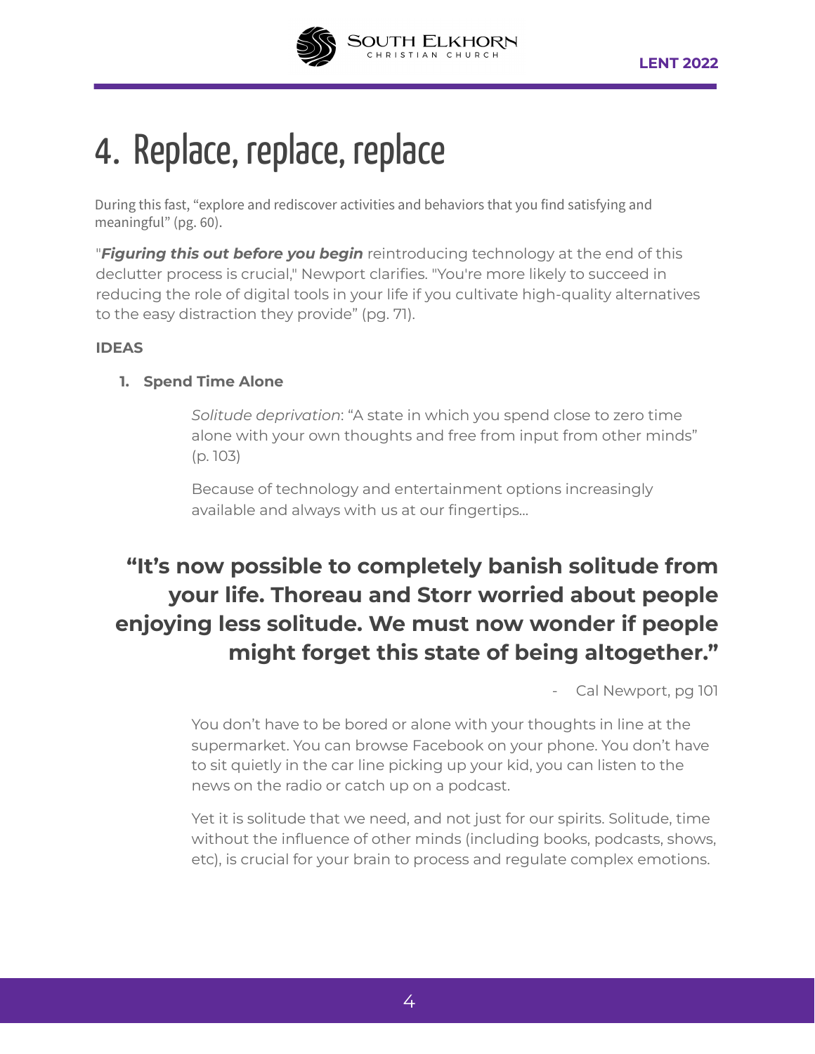# 4. Replace, replace, replace

During this fast, "explore and rediscover activities and behaviors that you find satisfying and meaningful" (pg. 60).

"***Figuring this out before you begin*** reintroducing technology at the end of this declutter process is crucial," Newport clarifies. "You're more likely to succeed in reducing the role of digital tools in your life if you cultivate high-quality alternatives to the easy distraction they provide" (pg. 71).

**IDEAS**

1. **Spend Time Alone**

   *Solitude deprivation*: "A state in which you spend close to zero time alone with your own thoughts and free from input from other minds" (p. 103)

   Because of technology and entertainment options increasingly available and always with us at our fingertips...

> **"It's now possible to completely banish solitude from your life. Thoreau and Storr worried about people enjoying less solitude. We must now wonder if people might forget this state of being altogether."**
>
> \- Cal Newport, pg 101

You don't have to be bored or alone with your thoughts in line at the supermarket. You can browse Facebook on your phone. You don't have to sit quietly in the car line picking up your kid, you can listen to the news on the radio or catch up on a podcast.

Yet it is solitude that we need, and not just for our spirits. Solitude, time without the influence of other minds (including books, podcasts, shows, etc), is crucial for your brain to process and regulate complex emotions.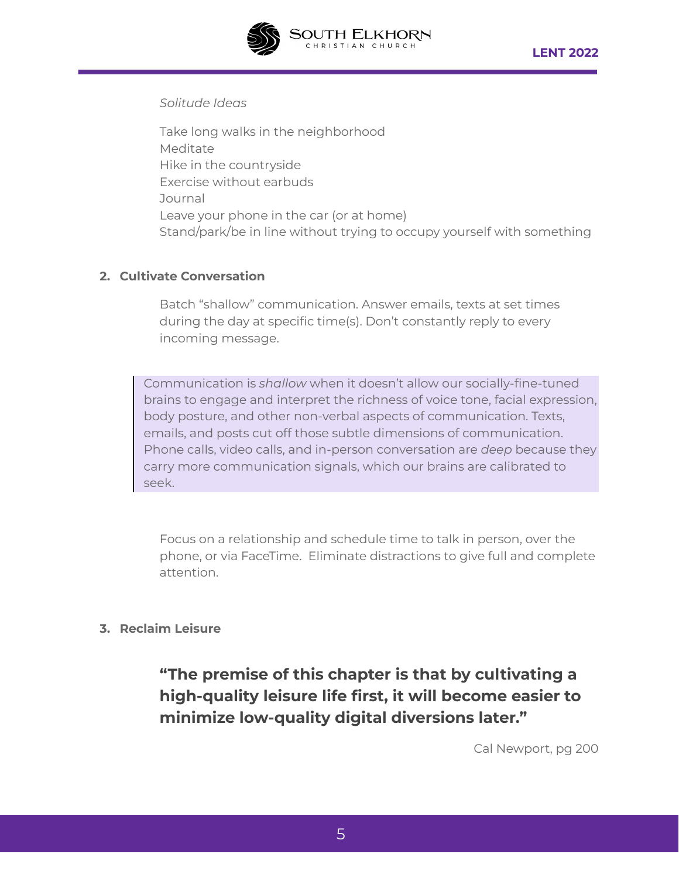*Solitude Ideas*

Take long walks in the neighborhood
Meditate
Hike in the countryside
Exercise without earbuds
Journal
Leave your phone in the car (or at home)
Stand/park/be in line without trying to occupy yourself with something

2. **Cultivate Conversation**

Batch "shallow" communication. Answer emails, texts at set times during the day at specific time(s). Don't constantly reply to every incoming message.

> Communication is *shallow* when it doesn't allow our socially-fine-tuned brains to engage and interpret the richness of voice tone, facial expression, body posture, and other non-verbal aspects of communication. Texts, emails, and posts cut off those subtle dimensions of communication. Phone calls, video calls, and in-person conversation are *deep* because they carry more communication signals, which our brains are calibrated to seek.

Focus on a relationship and schedule time to talk in person, over the phone, or via FaceTime. Eliminate distractions to give full and complete attention.

3. **Reclaim Leisure**

**"The premise of this chapter is that by cultivating a high-quality leisure life first, it will become easier to minimize low-quality digital diversions later."**

Cal Newport, pg 200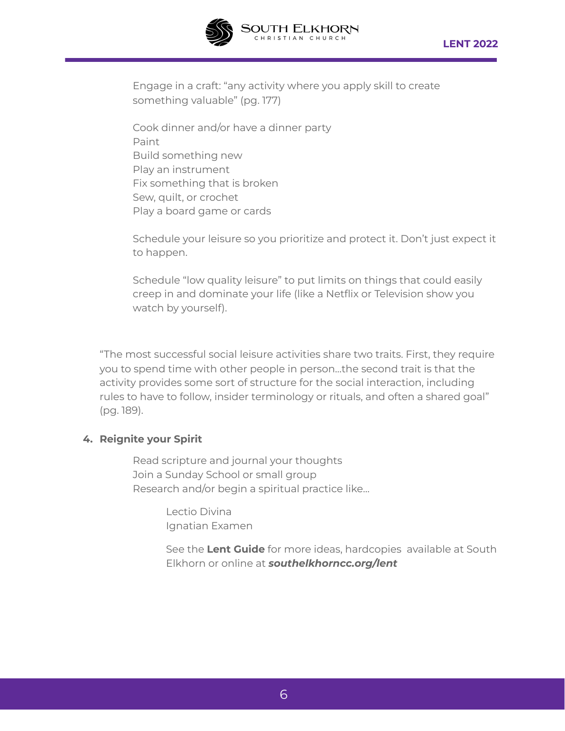Engage in a craft: “any activity where you apply skill to create something valuable” (pg. 177)

Cook dinner and/or have a dinner party
Paint
Build something new
Play an instrument
Fix something that is broken
Sew, quilt, or crochet
Play a board game or cards

Schedule your leisure so you prioritize and protect it. Don’t just expect it to happen.

Schedule “low quality leisure” to put limits on things that could easily creep in and dominate your life (like a Netflix or Television show you watch by yourself).

“The most successful social leisure activities share two traits. First, they require you to spend time with other people in person…the second trait is that the activity provides some sort of structure for the social interaction, including rules to have to follow, insider terminology or rituals, and often a shared goal” (pg. 189).

4. **Reignite your Spirit**

Read scripture and journal your thoughts
Join a Sunday School or small group
Research and/or begin a spiritual practice like…

Lectio Divina
Ignatian Examen

See the **Lent Guide** for more ideas, hardcopies available at South Elkhorn or online at ***southelkhorncc.org/lent***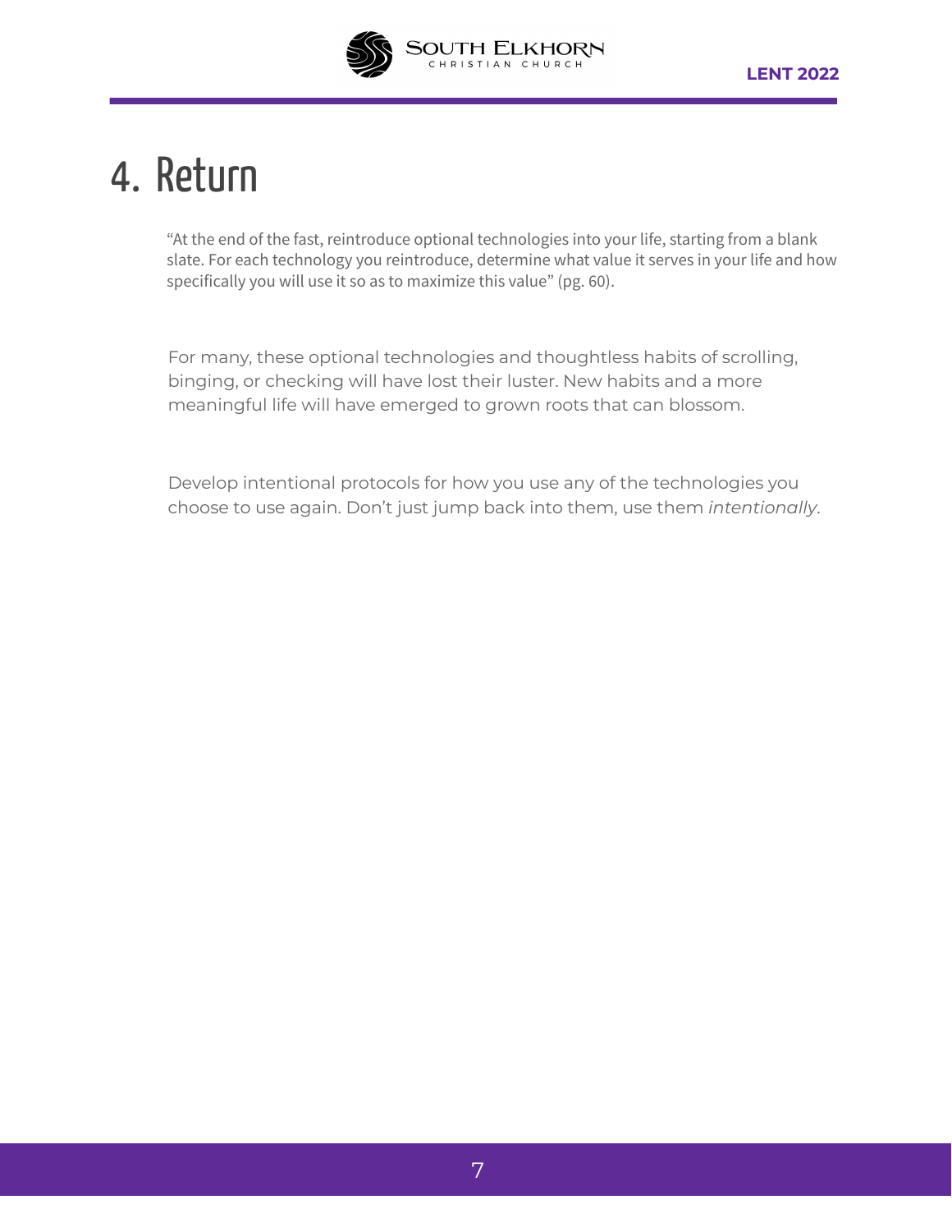# 4. Return

"At the end of the fast, reintroduce optional technologies into your life, starting from a blank slate. For each technology you reintroduce, determine what value it serves in your life and how specifically you will use it so as to maximize this value" (pg. 60).

For many, these optional technologies and thoughtless habits of scrolling, binging, or checking will have lost their luster. New habits and a more meaningful life will have emerged to grown roots that can blossom.

Develop intentional protocols for how you use any of the technologies you choose to use again. Don't just jump back into them, use them *intentionally*.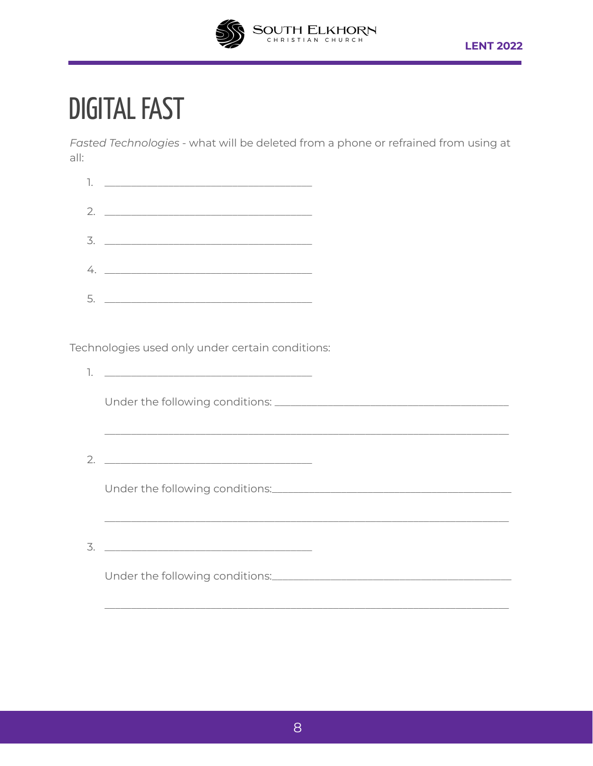# DIGITAL FAST

*Fasted Technologies* - what will be deleted from a phone or refrained from using at all:

1. ______________________________
2. ______________________________
3. ______________________________
4. ______________________________
5. ______________________________

Technologies used only under certain conditions:

1. ______________________________

   Under the following conditions: ______________________________

   ______________________________

2. ______________________________

   Under the following conditions: ______________________________

   ______________________________

3. ______________________________

   Under the following conditions: ______________________________

   ______________________________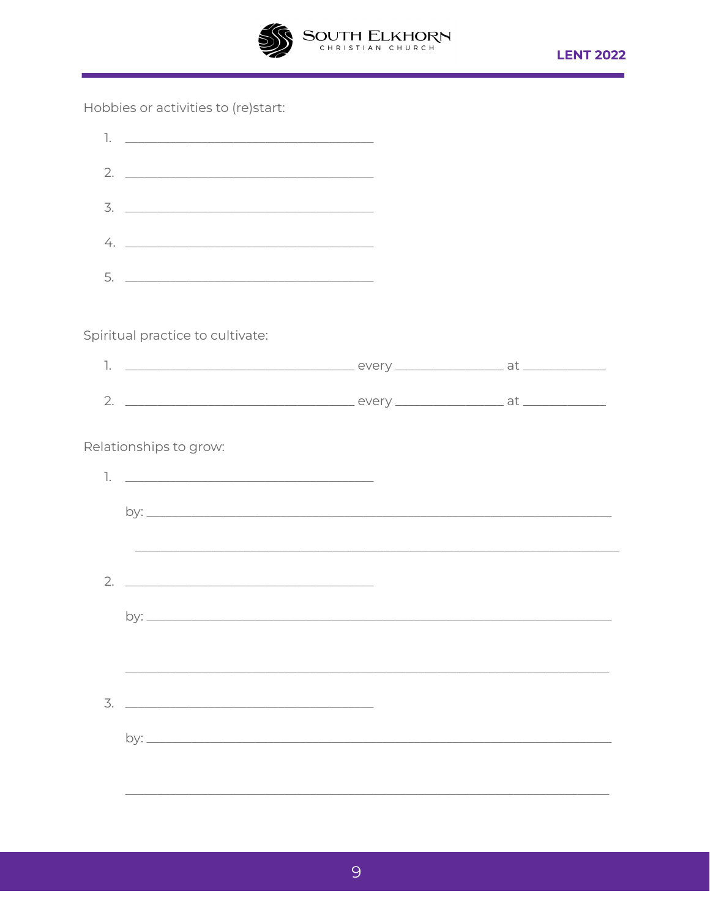Hobbies or activities to (re)start:

1. ______________________________
2. ______________________________
3. ______________________________
4. ______________________________
5. ______________________________

Spiritual practice to cultivate:

1. ______________________________ every ______________ at ____________
2. ______________________________ every ______________ at ____________

Relationships to grow:

1. ______________________________

   by: ____________________________________________________________

   ____________________________________________________________

2. ______________________________

   by: ____________________________________________________________

   ____________________________________________________________

3. ______________________________

   by: ____________________________________________________________

   ____________________________________________________________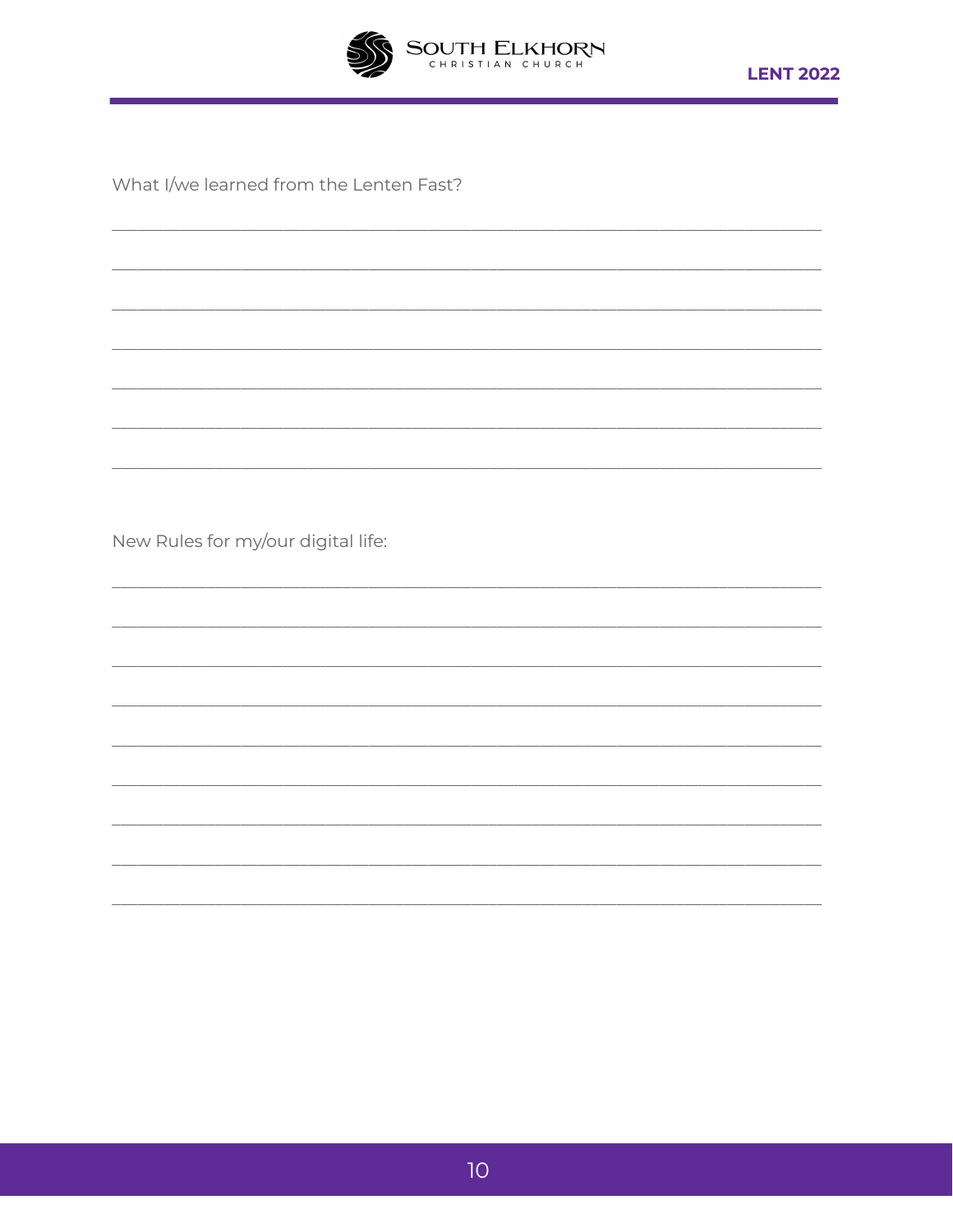What I/we learned from the Lenten Fast?

\_\_\_\_\_\_\_\_\_\_\_\_\_\_\_\_\_\_\_\_\_\_\_\_\_\_\_\_\_\_\_\_\_\_\_\_\_\_\_\_\_\_\_\_\_\_\_\_\_\_\_\_\_\_\_\_\_\_\_\_

\_\_\_\_\_\_\_\_\_\_\_\_\_\_\_\_\_\_\_\_\_\_\_\_\_\_\_\_\_\_\_\_\_\_\_\_\_\_\_\_\_\_\_\_\_\_\_\_\_\_\_\_\_\_\_\_\_\_\_\_

\_\_\_\_\_\_\_\_\_\_\_\_\_\_\_\_\_\_\_\_\_\_\_\_\_\_\_\_\_\_\_\_\_\_\_\_\_\_\_\_\_\_\_\_\_\_\_\_\_\_\_\_\_\_\_\_\_\_\_\_

\_\_\_\_\_\_\_\_\_\_\_\_\_\_\_\_\_\_\_\_\_\_\_\_\_\_\_\_\_\_\_\_\_\_\_\_\_\_\_\_\_\_\_\_\_\_\_\_\_\_\_\_\_\_\_\_\_\_\_\_

\_\_\_\_\_\_\_\_\_\_\_\_\_\_\_\_\_\_\_\_\_\_\_\_\_\_\_\_\_\_\_\_\_\_\_\_\_\_\_\_\_\_\_\_\_\_\_\_\_\_\_\_\_\_\_\_\_\_\_\_

\_\_\_\_\_\_\_\_\_\_\_\_\_\_\_\_\_\_\_\_\_\_\_\_\_\_\_\_\_\_\_\_\_\_\_\_\_\_\_\_\_\_\_\_\_\_\_\_\_\_\_\_\_\_\_\_\_\_\_\_

\_\_\_\_\_\_\_\_\_\_\_\_\_\_\_\_\_\_\_\_\_\_\_\_\_\_\_\_\_\_\_\_\_\_\_\_\_\_\_\_\_\_\_\_\_\_\_\_\_\_\_\_\_\_\_\_\_\_\_\_

New Rules for my/our digital life:

\_\_\_\_\_\_\_\_\_\_\_\_\_\_\_\_\_\_\_\_\_\_\_\_\_\_\_\_\_\_\_\_\_\_\_\_\_\_\_\_\_\_\_\_\_\_\_\_\_\_\_\_\_\_\_\_\_\_\_\_

\_\_\_\_\_\_\_\_\_\_\_\_\_\_\_\_\_\_\_\_\_\_\_\_\_\_\_\_\_\_\_\_\_\_\_\_\_\_\_\_\_\_\_\_\_\_\_\_\_\_\_\_\_\_\_\_\_\_\_\_

\_\_\_\_\_\_\_\_\_\_\_\_\_\_\_\_\_\_\_\_\_\_\_\_\_\_\_\_\_\_\_\_\_\_\_\_\_\_\_\_\_\_\_\_\_\_\_\_\_\_\_\_\_\_\_\_\_\_\_\_

\_\_\_\_\_\_\_\_\_\_\_\_\_\_\_\_\_\_\_\_\_\_\_\_\_\_\_\_\_\_\_\_\_\_\_\_\_\_\_\_\_\_\_\_\_\_\_\_\_\_\_\_\_\_\_\_\_\_\_\_

\_\_\_\_\_\_\_\_\_\_\_\_\_\_\_\_\_\_\_\_\_\_\_\_\_\_\_\_\_\_\_\_\_\_\_\_\_\_\_\_\_\_\_\_\_\_\_\_\_\_\_\_\_\_\_\_\_\_\_\_

\_\_\_\_\_\_\_\_\_\_\_\_\_\_\_\_\_\_\_\_\_\_\_\_\_\_\_\_\_\_\_\_\_\_\_\_\_\_\_\_\_\_\_\_\_\_\_\_\_\_\_\_\_\_\_\_\_\_\_\_

\_\_\_\_\_\_\_\_\_\_\_\_\_\_\_\_\_\_\_\_\_\_\_\_\_\_\_\_\_\_\_\_\_\_\_\_\_\_\_\_\_\_\_\_\_\_\_\_\_\_\_\_\_\_\_\_\_\_\_\_

\_\_\_\_\_\_\_\_\_\_\_\_\_\_\_\_\_\_\_\_\_\_\_\_\_\_\_\_\_\_\_\_\_\_\_\_\_\_\_\_\_\_\_\_\_\_\_\_\_\_\_\_\_\_\_\_\_\_\_\_

\_\_\_\_\_\_\_\_\_\_\_\_\_\_\_\_\_\_\_\_\_\_\_\_\_\_\_\_\_\_\_\_\_\_\_\_\_\_\_\_\_\_\_\_\_\_\_\_\_\_\_\_\_\_\_\_\_\_\_\_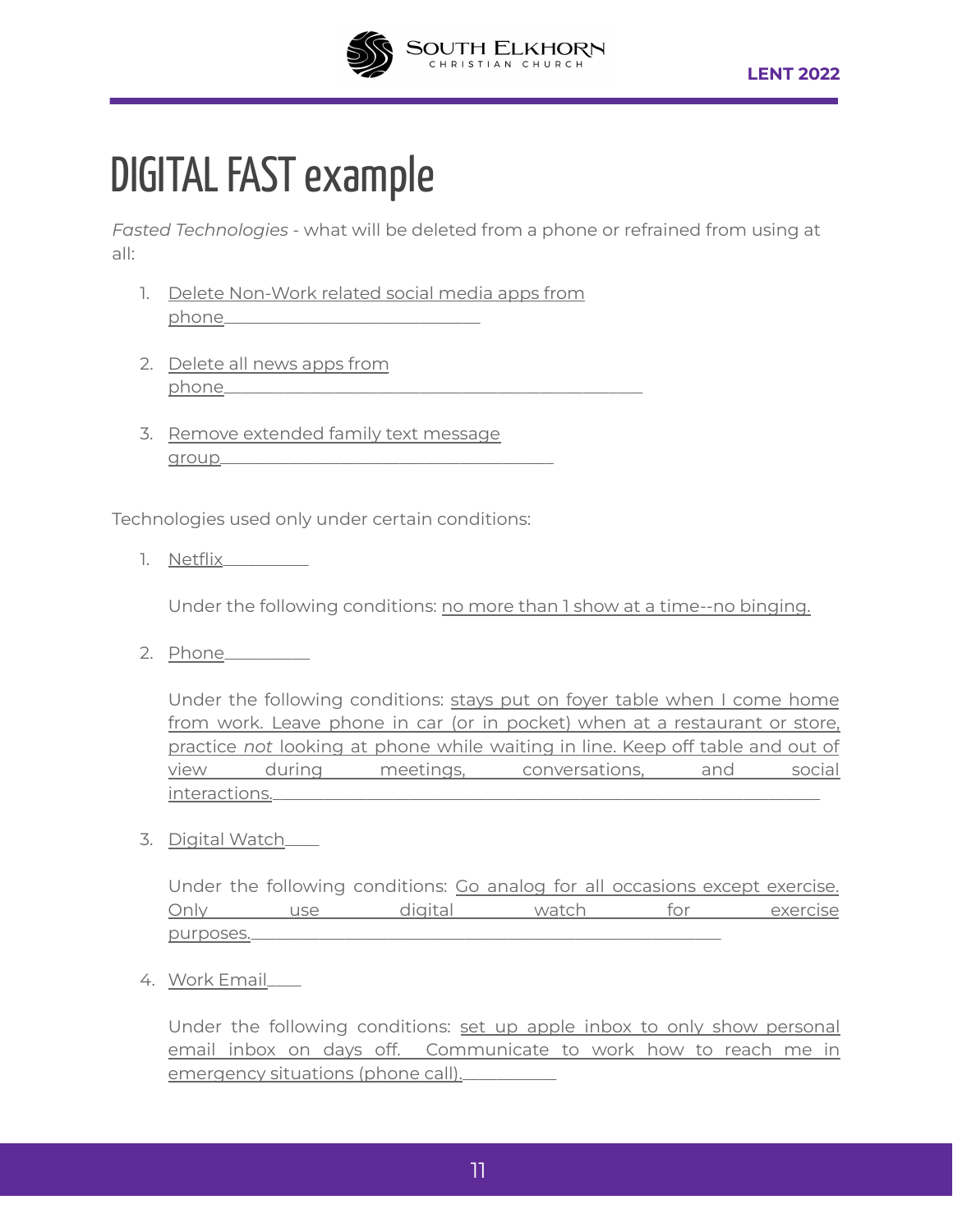# DIGITAL FAST example

*Fasted Technologies* - what will be deleted from a phone or refrained from using at all:

1. Delete Non-Work related social media apps from phone
2. Delete all news apps from phone
3. Remove extended family text message group

Technologies used only under certain conditions:

1. Netflix

   Under the following conditions: no more than 1 show at a time--no binging.

2. Phone

   Under the following conditions: stays put on foyer table when I come home from work. Leave phone in car (or in pocket) when at a restaurant or store, practice *not* looking at phone while waiting in line. Keep off table and out of view during meetings, conversations, and social interactions.

3. Digital Watch

   Under the following conditions: Go analog for all occasions except exercise. Only use digital watch for exercise purposes.

4. Work Email

   Under the following conditions: set up apple inbox to only show personal email inbox on days off. Communicate to work how to reach me in emergency situations (phone call).